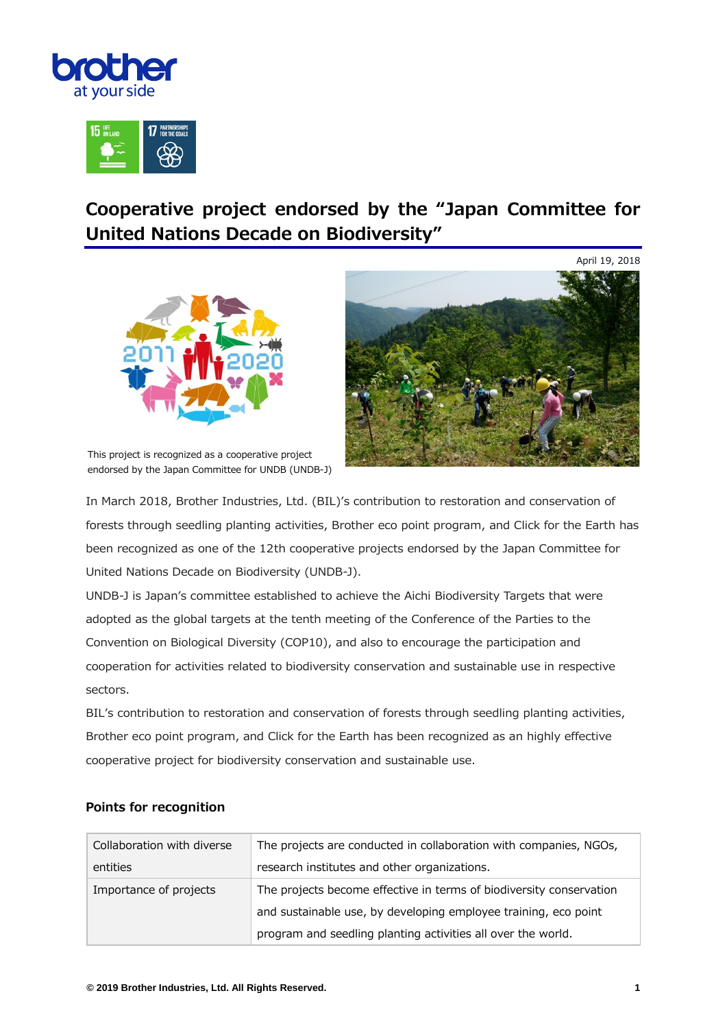# Cooperative project endorsed by the "Japan Committee for United Nations Decade on Biodiversity"

April 19, 2018

This project is recognized as a cooperative project endorsed by the Japan Committee for UNDB (UNDB-J)

In March 2018, Brother Industries, Ltd. (BIL)'s contribution to restoration and conservation of forests through seedling planting activities, Brother eco point program, and Click for the Earth has been recognized as one of the 12th cooperative projects endorsed by the Japan Committee for United Nations Decade on Biodiversity (UNDB-J).

UNDB-J is Japan's committee established to achieve the Aichi Biodiversity Targets that were adopted as the global targets at the tenth meeting of the Conference of the Parties to the Convention on Biological Diversity (COP10), and also to encourage the participation and cooperation for activities related to biodiversity conservation and sustainable use in respective sectors.

BIL's contribution to restoration and conservation of forests through seedling planting activities, Brother eco point program, and Click for the Earth has been recognized as an highly effective cooperative project for biodiversity conservation and sustainable use.

### Points for recognition

| | |
|---|---|
| Collaboration with diverse entities | The projects are conducted in collaboration with companies, NGOs, research institutes and other organizations. |
| Importance of projects | The projects become effective in terms of biodiversity conservation and sustainable use, by developing employee training, eco point program and seedling planting activities all over the world. |

© 2019 Brother Industries, Ltd. All Rights Reserved.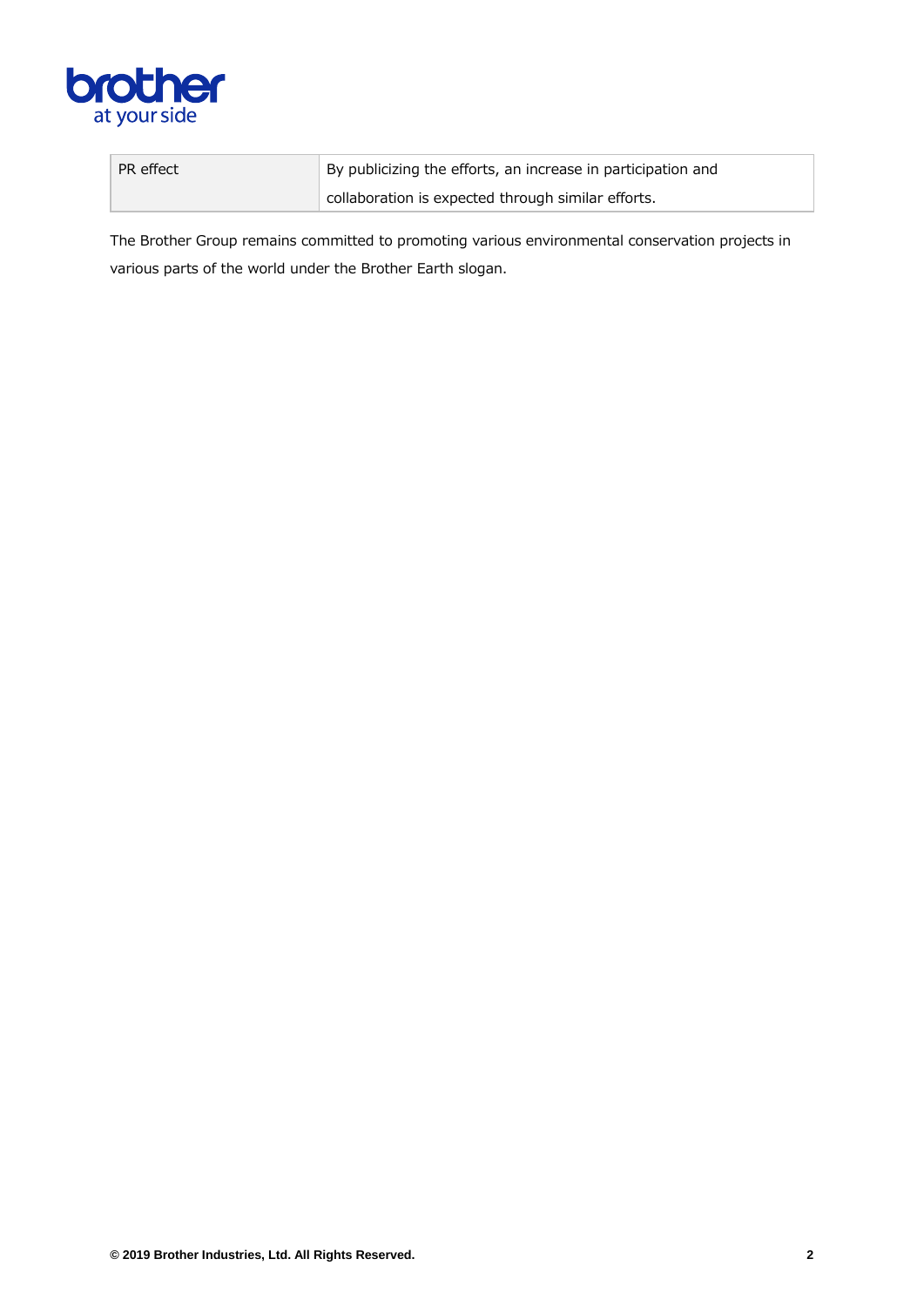| | |
|---|---|
| PR effect | By publicizing the efforts, an increase in participation and collaboration is expected through similar efforts. |

The Brother Group remains committed to promoting various environmental conservation projects in various parts of the world under the Brother Earth slogan.